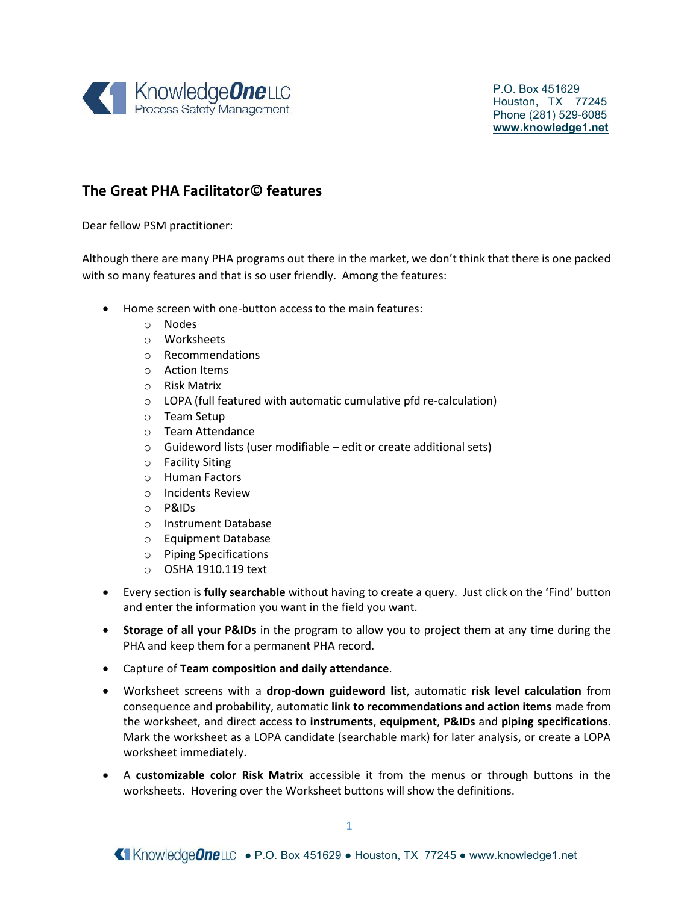KnowledgeOne LLC
Process Safety Management

P.O. Box 451629
Houston, TX 77245
Phone (281) 529-6085
www.knowledge1.net

## The Great PHA Facilitator© features

Dear fellow PSM practitioner:

Although there are many PHA programs out there in the market, we don't think that there is one packed with so many features and that is so user friendly. Among the features:

- Home screen with one-button access to the main features:
  - Nodes
  - Worksheets
  - Recommendations
  - Action Items
  - Risk Matrix
  - LOPA (full featured with automatic cumulative pfd re-calculation)
  - Team Setup
  - Team Attendance
  - Guideword lists (user modifiable – edit or create additional sets)
  - Facility Siting
  - Human Factors
  - Incidents Review
  - P&IDs
  - Instrument Database
  - Equipment Database
  - Piping Specifications
  - OSHA 1910.119 text
- Every section is **fully searchable** without having to create a query. Just click on the 'Find' button and enter the information you want in the field you want.
- **Storage of all your P&IDs** in the program to allow you to project them at any time during the PHA and keep them for a permanent PHA record.
- Capture of **Team composition and daily attendance**.
- Worksheet screens with a **drop-down guideword list**, automatic **risk level calculation** from consequence and probability, automatic **link to recommendations and action items** made from the worksheet, and direct access to **instruments**, **equipment**, **P&IDs** and **piping specifications**. Mark the worksheet as a LOPA candidate (searchable mark) for later analysis, or create a LOPA worksheet immediately.
- A **customizable color Risk Matrix** accessible it from the menus or through buttons in the worksheets. Hovering over the Worksheet buttons will show the definitions.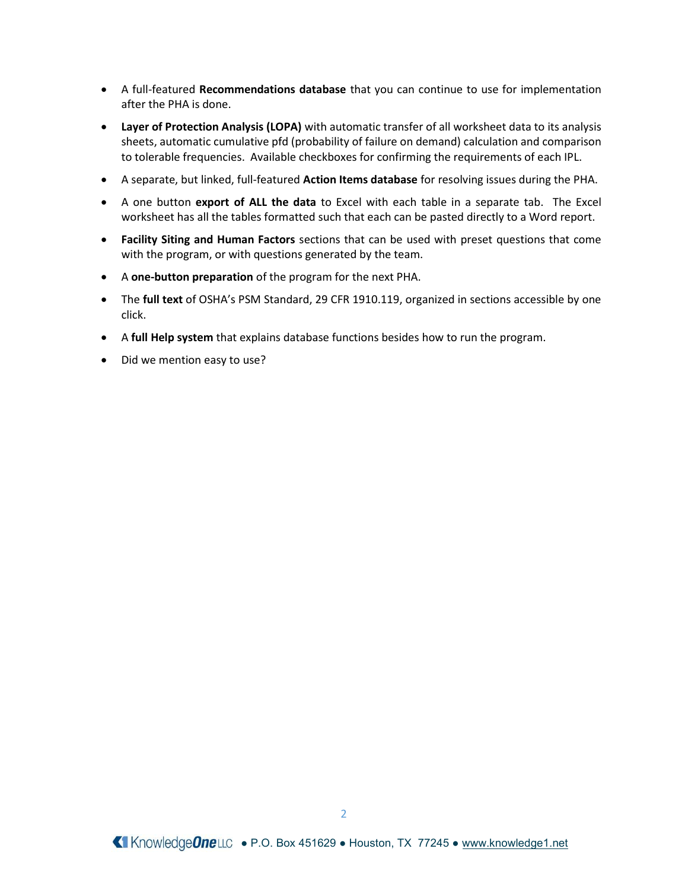- A full-featured **Recommendations database** that you can continue to use for implementation after the PHA is done.
- **Layer of Protection Analysis (LOPA)** with automatic transfer of all worksheet data to its analysis sheets, automatic cumulative pfd (probability of failure on demand) calculation and comparison to tolerable frequencies. Available checkboxes for confirming the requirements of each IPL.
- A separate, but linked, full-featured **Action Items database** for resolving issues during the PHA.
- A one button **export of ALL the data** to Excel with each table in a separate tab. The Excel worksheet has all the tables formatted such that each can be pasted directly to a Word report.
- **Facility Siting and Human Factors** sections that can be used with preset questions that come with the program, or with questions generated by the team.
- A **one-button preparation** of the program for the next PHA.
- The **full text** of OSHA's PSM Standard, 29 CFR 1910.119, organized in sections accessible by one click.
- A **full Help system** that explains database functions besides how to run the program.
- Did we mention easy to use?